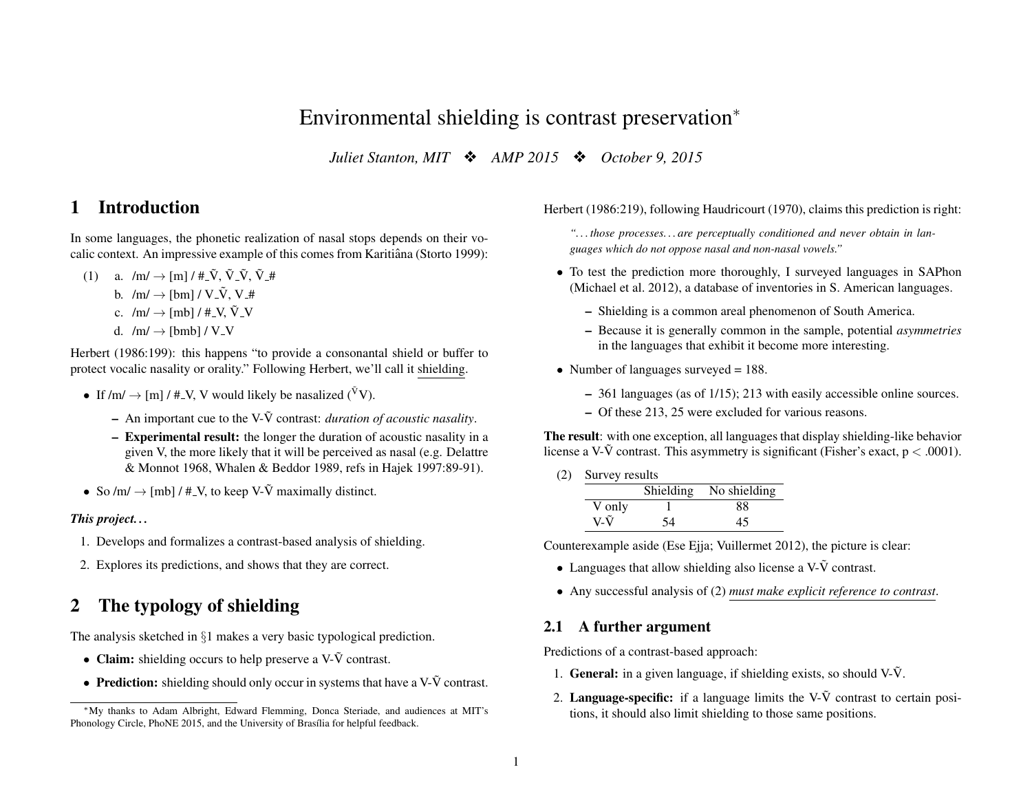# Environmental shielding is contrast preservation*

*Juliet Stanton, MIT ❖ AMP 2015 ❖ October 9, 2015*

## 1 Introduction

In some languages, the phonetic realization of nasal stops depends on their vocalic context. An impressive example of this comes from Karitiâna (Storto 1999):

(1)
  a. /m/ → [m] / #_Ṽ, Ṽ_Ṽ, Ṽ_#
  b. /m/ → [bm] / V_Ṽ, V_#
  c. /m/ → [mb] / #_V, Ṽ_V
  d. /m/ → [bmb] / V_V

Herbert (1986:199): this happens "to provide a consonantal shield or buffer to protect vocalic nasality or orality." Following Herbert, we'll call it shielding.

- If /m/ → [m] / #_V, V would likely be nasalized ($^{\tilde{V}}$V).
  - An important cue to the V-Ṽ contrast: *duration of acoustic nasality*.
  - **Experimental result:** the longer the duration of acoustic nasality in a given V, the more likely that it will be perceived as nasal (e.g. Delattre & Monnot 1968, Whalen & Beddor 1989, refs in Hajek 1997:89-91).
- So /m/ → [mb] / #_V, to keep V-Ṽ maximally distinct.

***This project...***

1. Develops and formalizes a contrast-based analysis of shielding.
2. Explores its predictions, and shows that they are correct.

## 2 The typology of shielding

The analysis sketched in §1 makes a very basic typological prediction.

- **Claim:** shielding occurs to help preserve a V-Ṽ contrast.
- **Prediction:** shielding should only occur in systems that have a V-Ṽ contrast.

Herbert (1986:219), following Haudricourt (1970), claims this prediction is right:

> *"...those processes...are perceptually conditioned and never obtain in languages which do not oppose nasal and non-nasal vowels."*

- To test the prediction more thoroughly, I surveyed languages in SAPhon (Michael et al. 2012), a database of inventories in S. American languages.
  - Shielding is a common areal phenomenon of South America.
  - Because it is generally common in the sample, potential *asymmetries* in the languages that exhibit it become more interesting.
- Number of languages surveyed = 188.
  - 361 languages (as of 1/15); 213 with easily accessible online sources.
  - Of these 213, 25 were excluded for various reasons.

**The result**: with one exception, all languages that display shielding-like behavior license a V-Ṽ contrast. This asymmetry is significant (Fisher's exact, $p < .0001$).

(2) Survey results

| | Shielding | No shielding |
|---|---|---|
| V only | 1 | 88 |
| V-Ṽ | 54 | 45 |

Counterexample aside (Ese Ejja; Vuillermet 2012), the picture is clear:

- Languages that allow shielding also license a V-Ṽ contrast.
- Any successful analysis of (2) *must make explicit reference to contrast*.

### 2.1 A further argument

Predictions of a contrast-based approach:

1. **General:** in a given language, if shielding exists, so should V-Ṽ.
2. **Language-specific:** if a language limits the V-Ṽ contrast to certain positions, it should also limit shielding to those same positions.

*My thanks to Adam Albright, Edward Flemming, Donca Steriade, and audiences at MIT's Phonology Circle, PhoNE 2015, and the University of Brasília for helpful feedback.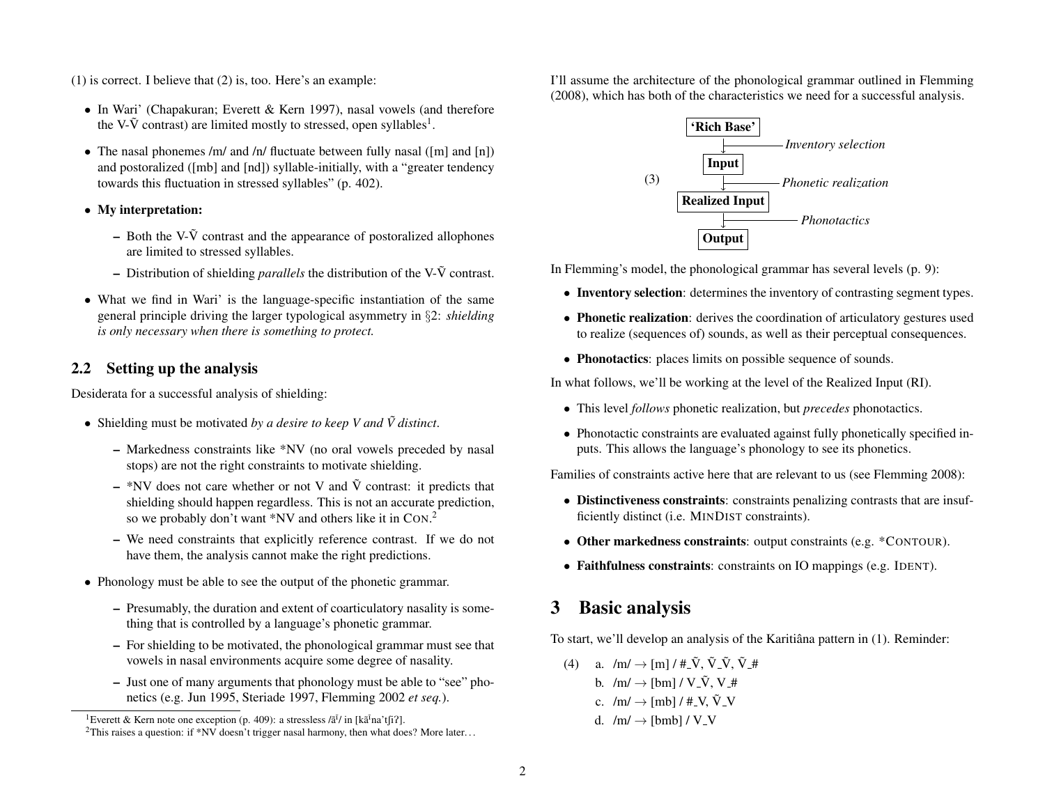(1) is correct. I believe that (2) is, too. Here's an example:

- In Wari' (Chapakuran; Everett & Kern 1997), nasal vowels (and therefore the V-Ṽ contrast) are limited mostly to stressed, open syllables[1].
- The nasal phonemes /m/ and /n/ fluctuate between fully nasal ([m] and [n]) and postoralized ([mb] and [nd]) syllable-initially, with a "greater tendency towards this fluctuation in stressed syllables" (p. 402).
- **My interpretation:**
  - Both the V-Ṽ contrast and the appearance of postoralized allophones are limited to stressed syllables.
  - Distribution of shielding *parallels* the distribution of the V-Ṽ contrast.
- What we find in Wari' is the language-specific instantiation of the same general principle driving the larger typological asymmetry in §2: *shielding is only necessary when there is something to protect.*

## 2.2 Setting up the analysis

Desiderata for a successful analysis of shielding:

- Shielding must be motivated *by a desire to keep V and Ṽ distinct*.
  - Markedness constraints like *NV (no oral vowels preceded by nasal stops) are not the right constraints to motivate shielding.
  - *NV does not care whether or not V and Ṽ contrast: it predicts that shielding should happen regardless. This is not an accurate prediction, so we probably don't want *NV and others like it in CON.[2]
  - We need constraints that explicitly reference contrast. If we do not have them, the analysis cannot make the right predictions.
- Phonology must be able to see the output of the phonetic grammar.
  - Presumably, the duration and extent of coarticulatory nasality is something that is controlled by a language's phonetic grammar.
  - For shielding to be motivated, the phonological grammar must see that vowels in nasal environments acquire some degree of nasality.
  - Just one of many arguments that phonology must be able to "see" phonetics (e.g. Jun 1995, Steriade 1997, Flemming 2002 *et seq.*).

[1] Everett & Kern note one exception (p. 409): a stressless /ã̃ⁱ/ in [kã̃ⁱnaˈtʃiʔ].

[2] This raises a question: if *NV doesn't trigger nasal harmony, then what does? More later…

I'll assume the architecture of the phonological grammar outlined in Flemming (2008), which has both of the characteristics we need for a successful analysis.

(3)
```
'Rich Base'
     |—— Inventory selection
   Input
     |—— Phonetic realization
Realized Input
     |—— Phonotactics
   Output
```

In Flemming's model, the phonological grammar has several levels (p. 9):

- **Inventory selection**: determines the inventory of contrasting segment types.
- **Phonetic realization**: derives the coordination of articulatory gestures used to realize (sequences of) sounds, as well as their perceptual consequences.
- **Phonotactics**: places limits on possible sequence of sounds.

In what follows, we'll be working at the level of the Realized Input (RI).

- This level *follows* phonetic realization, but *precedes* phonotactics.
- Phonotactic constraints are evaluated against fully phonetically specified inputs. This allows the language's phonology to see its phonetics.

Families of constraints active here that are relevant to us (see Flemming 2008):

- **Distinctiveness constraints**: constraints penalizing contrasts that are insufficiently distinct (i.e. MINDIST constraints).
- **Other markedness constraints**: output constraints (e.g. *CONTOUR).
- **Faithfulness constraints**: constraints on IO mappings (e.g. IDENT).

# 3 Basic analysis

To start, we'll develop an analysis of the Karitiâna pattern in (1). Reminder:

(4)
a. /m/ → [m] / #_Ṽ, Ṽ_Ṽ, Ṽ_#
b. /m/ → [bm] / V_Ṽ, V_#
c. /m/ → [mb] / #_V, Ṽ_V
d. /m/ → [bmb] / V_V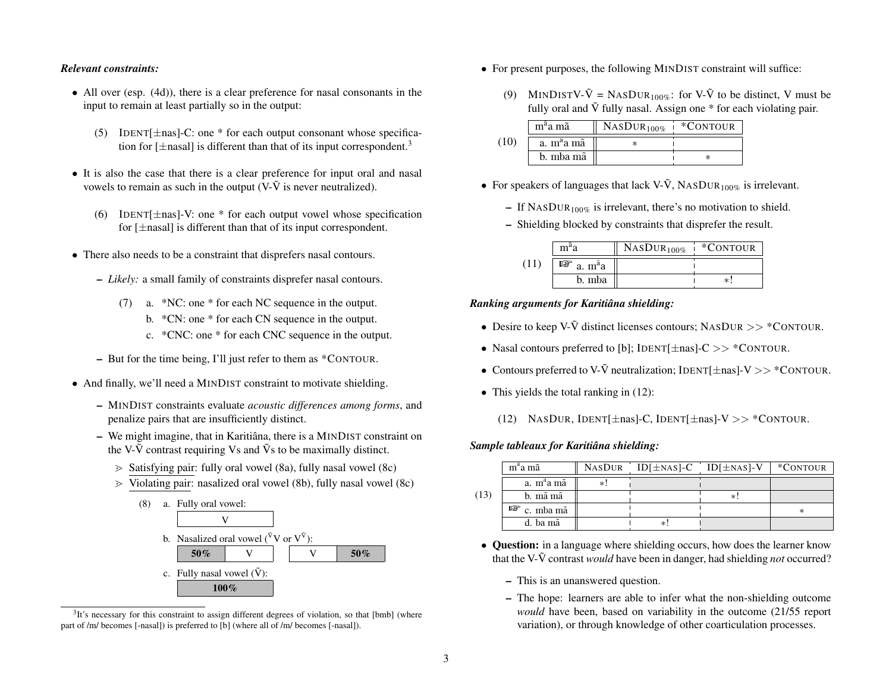***Relevant constraints:***

- All over (esp. (4d)), there is a clear preference for nasal consonants in the input to remain at least partially so in the output:

  (5) IDENT[±nas]-C: one * for each output consonant whose specification for [±nasal] is different than that of its input correspondent.[3]

- It is also the case that there is a clear preference for input oral and nasal vowels to remain as such in the output (V-Ṽ is never neutralized).

  (6) IDENT[±nas]-V: one * for each output vowel whose specification for [±nasal] is different than that of its input correspondent.

- There also needs to be a constraint that disprefers nasal contours.
  - *Likely:* a small family of constraints disprefer nasal contours.

    (7) a. *NC: one * for each NC sequence in the output.
        b. *CN: one * for each CN sequence in the output.
        c. *CNC: one * for each CNC sequence in the output.

  - But for the time being, I'll just refer to them as *CONTOUR.

- And finally, we'll need a MINDIST constraint to motivate shielding.
  - MINDIST constraints evaluate *acoustic differences among forms*, and penalize pairs that are insufficiently distinct.
  - We might imagine, that in Karitiâna, there is a MINDIST constraint on the V-Ṽ contrast requiring Vs and Ṽs to be maximally distinct.
    - ⊳ Satisfying pair: fully oral vowel (8a), fully nasal vowel (8c)
    - ⊳ Violating pair: nasalized oral vowel (8b), fully nasal vowel (8c)

  (8) a. Fully oral vowel:

  | V |
  |---|

  b. Nasalized oral vowel ($^{\tilde{V}}$V or V$^{\tilde{V}}$):

  | 50% | V |
  |---|---|

  | V | 50% |
  |---|---|

  c. Fully nasal vowel (Ṽ):

  | 100% |
  |---|

[3] It's necessary for this constraint to assign different degrees of violation, so that [bmb] (where part of /m/ becomes [-nasal]) is preferred to [b] (where all of /m/ becomes [-nasal]).

- For present purposes, the following MINDIST constraint will suffice:

  (9) MINDISTV-Ṽ = NASDUR$_{100\%}$: for V-Ṽ to be distinct, V must be fully oral and Ṽ fully nasal. Assign one * for each violating pair.

(10)

| m$^{\tilde{a}}$a mã | NASDUR$_{100\%}$ | *CONTOUR |
|---|---|---|
| a. m$^{\tilde{a}}$a mã | * | |
| b. mba mã | | * |

- For speakers of languages that lack V-Ṽ, NASDUR$_{100\%}$ is irrelevant.
  - If NASDUR$_{100\%}$ is irrelevant, there's no motivation to shield.
  - Shielding blocked by constraints that disprefer the result.

(11)

| m$^{\tilde{a}}$a | NASDUR$_{100\%}$ | *CONTOUR |
|---|---|---|
| ☞ a. m$^{\tilde{a}}$a | | |
| b. mba | | *! |

***Ranking arguments for Karitiâna shielding:***

- Desire to keep V-Ṽ distinct licenses contours; NASDUR >> *CONTOUR.
- Nasal contours preferred to [b]; IDENT[±nas]-C >> *CONTOUR.
- Contours preferred to V-Ṽ neutralization; IDENT[±nas]-V >> *CONTOUR.
- This yields the total ranking in (12):

  (12) NASDUR, IDENT[±nas]-C, IDENT[±nas]-V >> *CONTOUR.

***Sample tableaux for Karitiâna shielding:***

(13)

| m$^{\tilde{a}}$a mã | NASDUR | ID[±NAS]-C | ID[±NAS]-V | *CONTOUR |
|---|---|---|---|---|
| a. m$^{\tilde{a}}$a mã | *! | | | |
| b. mã mã | | | *! | |
| ☞ c. mba mã | | | | * |
| d. ba mã | | *! | | |

- **Question:** in a language where shielding occurs, how does the learner know that the V-Ṽ contrast *would* have been in danger, had shielding *not* occurred?
  - This is an unanswered question.
  - The hope: learners are able to infer what the non-shielding outcome *would* have been, based on variability in the outcome (21/55 report variation), or through knowledge of other coarticulation processes.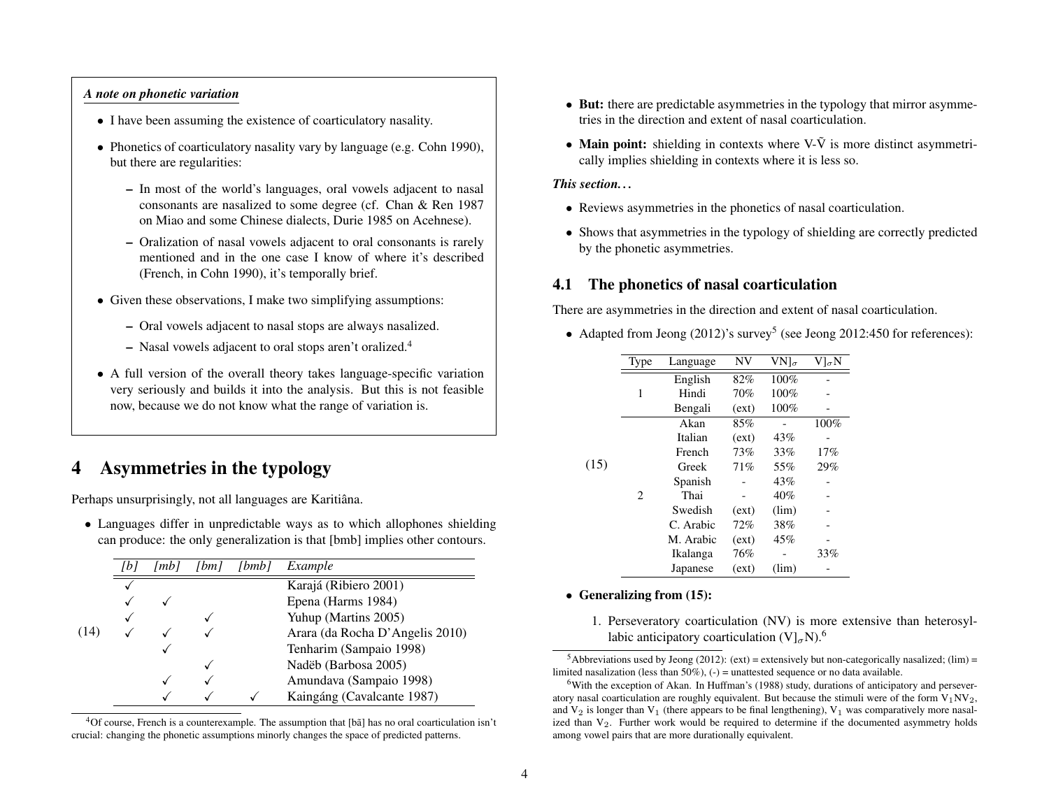***A note on phonetic variation***

- I have been assuming the existence of coarticulatory nasality.
- Phonetics of coarticulatory nasality vary by language (e.g. Cohn 1990), but there are regularities:
  - In most of the world's languages, oral vowels adjacent to nasal consonants are nasalized to some degree (cf. Chan & Ren 1987 on Miao and some Chinese dialects, Durie 1985 on Acehnese).
  - Oralization of nasal vowels adjacent to oral consonants is rarely mentioned and in the one case I know of where it's described (French, in Cohn 1990), it's temporally brief.
- Given these observations, I make two simplifying assumptions:
  - Oral vowels adjacent to nasal stops are always nasalized.
  - Nasal vowels adjacent to oral stops aren't oralized.[4]
- A full version of the overall theory takes language-specific variation very seriously and builds it into the analysis. But this is not feasible now, because we do not know what the range of variation is.

# 4 Asymmetries in the typology

Perhaps unsurprisingly, not all languages are Karitiâna.

- Languages differ in unpredictable ways as to which allophones shielding can produce: the only generalization is that [bmb] implies other contours.

(14)

| *[b]* | *[mb]* | *[bm]* | *[bmb]* | *Example* |
|---|---|---|---|---|
| ✓ | | | | Karajá (Ribiero 2001) |
| ✓ | ✓ | | | Epena (Harms 1984) |
| ✓ | | ✓ | | Yuhup (Martins 2005) |
| ✓ | ✓ | ✓ | | Arara (da Rocha D'Angelis 2010) |
| | ✓ | | | Tenharim (Sampaio 1998) |
| | | ✓ | | Nadëb (Barbosa 2005) |
| | ✓ | ✓ | | Amundava (Sampaio 1998) |
| | ✓ | ✓ | ✓ | Kaingáng (Cavalcante 1987) |

- **But:** there are predictable asymmetries in the typology that mirror asymmetries in the direction and extent of nasal coarticulation.
- **Main point:** shielding in contexts where V-Ṽ is more distinct asymmetrically implies shielding in contexts where it is less so.

***This section...***

- Reviews asymmetries in the phonetics of nasal coarticulation.
- Shows that asymmetries in the typology of shielding are correctly predicted by the phonetic asymmetries.

## 4.1 The phonetics of nasal coarticulation

There are asymmetries in the direction and extent of nasal coarticulation.

- Adapted from Jeong (2012)'s survey[5] (see Jeong 2012:450 for references):

(15)

| Type | Language | NV | $VN]_\sigma$ | $V]_\sigma N$ |
|---|---|---|---|---|
| 1 | English | 82% | 100% | - |
| | Hindi | 70% | 100% | - |
| | Bengali | (ext) | 100% | - |
| 2 | Akan | 85% | - | 100% |
| | Italian | (ext) | 43% | - |
| | French | 73% | 33% | 17% |
| | Greek | 71% | 55% | 29% |
| | Spanish | - | 43% | - |
| | Thai | - | 40% | - |
| | Swedish | (ext) | (lim) | - |
| | C. Arabic | 72% | 38% | - |
| | M. Arabic | (ext) | 45% | - |
| | Ikalanga | 76% | - | 33% |
| | Japanese | (ext) | (lim) | - |

- **Generalizing from (15):**
  1. Perseveratory coarticulation (NV) is more extensive than heterosyllabic anticipatory coarticulation ($V]_\sigma N$).[6]

[4] Of course, French is a counterexample. The assumption that [bã] has no oral coarticulation isn't crucial: changing the phonetic assumptions minorly changes the space of predicted patterns.

[5] Abbreviations used by Jeong (2012): (ext) = extensively but non-categorically nasalized; (lim) = limited nasalization (less than 50%), (-) = unattested sequence or no data available.

[6] With the exception of Akan. In Huffman's (1988) study, durations of anticipatory and perseveratory nasal coarticulation are roughly equivalent. But because the stimuli were of the form $V_1NV_2$, and $V_2$ is longer than $V_1$ (there appears to be final lengthening), $V_1$ was comparatively more nasalized than $V_2$. Further work would be required to determine if the documented asymmetry holds among vowel pairs that are more durationally equivalent.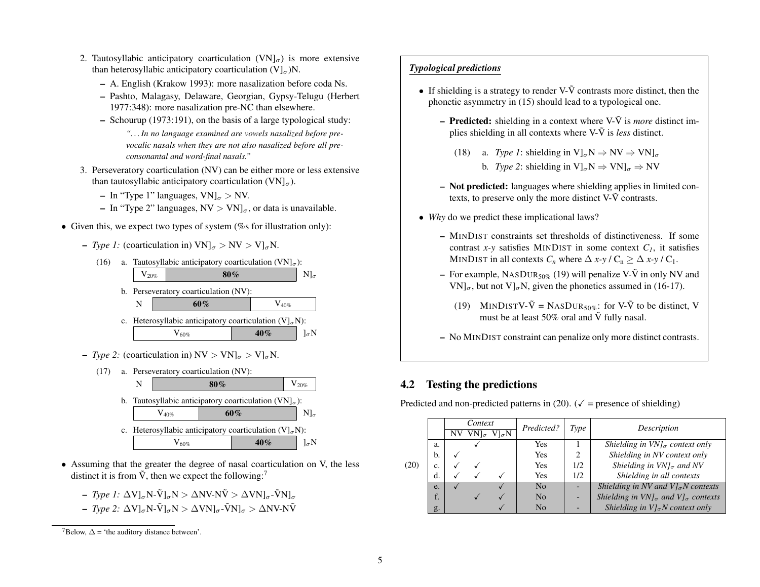2. Tautosyllabic anticipatory coarticulation ($VN]_\sigma$) is more extensive than heterosyllabic anticipatory coarticulation ($V]_\sigma N$).
   - A. English (Krakow 1993): more nasalization before coda Ns.
   - Pashto, Malagasy, Delaware, Georgian, Gypsy-Telugu (Herbert 1977:348): more nasalization pre-NC than elsewhere.
   - Schourup (1973:191), on the basis of a large typological study:

     *"...In no language examined are vowels nasalized before prevocalic nasals when they are not also nasalized before all preconsonantal and word-final nasals."*

3. Perseveratory coarticulation (NV) can be either more or less extensive than tautosyllabic anticipatory coarticulation ($VN]_\sigma$).
   - In "Type 1" languages, $VN]_\sigma > NV$.
   - In "Type 2" languages, $NV > VN]_\sigma$, or data is unavailable.

- Given this, we expect two types of system (%s for illustration only):
  - *Type 1:* (coarticulation in) $VN]_\sigma > NV > V]_\sigma N$.

(16)
a. Tautosyllabic anticipatory coarticulation ($VN]_\sigma$):

| $V_{20\%}$ | **80%** | $N]_\sigma$ |
|---|---|---|

b. Perseveratory coarticulation (NV):

| N | **60%** | $V_{40\%}$ |
|---|---|---|

c. Heterosyllabic anticipatory coarticulation ($V]_\sigma N$):

| $V_{60\%}$ | **40%** | $]_\sigma N$ |
|---|---|---|

  - *Type 2:* (coarticulation in) $NV > VN]_\sigma > V]_\sigma N$.

(17)
a. Perseveratory coarticulation (NV):

| N | **80%** | $V_{20\%}$ |
|---|---|---|

b. Tautosyllabic anticipatory coarticulation ($VN]_\sigma$):

| $V_{40\%}$ | **60%** | $N]_\sigma$ |
|---|---|---|

c. Heterosyllabic anticipatory coarticulation ($V]_\sigma N$):

| $V_{60\%}$ | **40%** | $]_\sigma N$ |
|---|---|---|

- Assuming that the greater the degree of nasal coarticulation on V, the less distinct it is from $\tilde{V}$, then we expect the following:[7]
  - *Type 1:* $\Delta V]_\sigma N\text{-}\tilde{V}]_\sigma N > \Delta NV\text{-}N\tilde{V} > \Delta VN]_\sigma\text{-}\tilde{V}N]_\sigma$
  - *Type 2:* $\Delta V]_\sigma N\text{-}\tilde{V}]_\sigma N > \Delta VN]_\sigma\text{-}\tilde{V}N]_\sigma > \Delta NV\text{-}N\tilde{V}$

[7] Below, $\Delta$ = 'the auditory distance between'.

***Typological predictions***

- If shielding is a strategy to render V-$\tilde{V}$ contrasts more distinct, then the phonetic asymmetry in (15) should lead to a typological one.
  - **Predicted:** shielding in a context where V-$\tilde{V}$ is *more* distinct implies shielding in all contexts where V-$\tilde{V}$ is *less* distinct.

    (18) a. *Type 1*: shielding in $V]_\sigma N \Rightarrow NV \Rightarrow VN]_\sigma$
    b. *Type 2*: shielding in $V]_\sigma N \Rightarrow VN]_\sigma \Rightarrow NV$

  - **Not predicted:** languages where shielding applies in limited contexts, to preserve only the more distinct V-$\tilde{V}$ contrasts.
- *Why* do we predict these implicational laws?
  - MINDIST constraints set thresholds of distinctiveness. If some contrast *x-y* satisfies MINDIST in some context $C_1$, it satisfies MINDIST in all contexts $C_n$ where $\Delta$ *x-y* / $C_n \geq \Delta$ *x-y* / $C_1$.
  - For example, NASDUR$_{50\%}$ (19) will penalize V-$\tilde{V}$ in only NV and $VN]_\sigma$, but not $V]_\sigma N$, given the phonetics assumed in (16-17).

    (19) MINDISTV-$\tilde{V}$ = NASDUR$_{50\%}$: for V-$\tilde{V}$ to be distinct, V must be at least 50% oral and $\tilde{V}$ fully nasal.

  - No MINDIST constraint can penalize only more distinct contrasts.

## 4.2 Testing the predictions

Predicted and non-predicted patterns in (20). (✓ = presence of shielding)

(20)

| | *Context* | | | *Predicted?* | *Type* | *Description* |
|---|---|---|---|---|---|---|
| | NV | $VN]_\sigma$ | $V]_\sigma N$ | | | |
| a. | | ✓ | | Yes | 1 | *Shielding in $VN]_\sigma$ context only* |
| b. | ✓ | | | Yes | 2 | *Shielding in NV context only* |
| c. | ✓ | ✓ | | Yes | 1/2 | *Shielding in $VN]_\sigma$ and NV* |
| d. | ✓ | ✓ | ✓ | Yes | 1/2 | *Shielding in all contexts* |
| e. | ✓ | | ✓ | No | - | *Shielding in NV and $V]_\sigma N$ contexts* |
| f. | | ✓ | ✓ | No | - | *Shielding in $VN]_\sigma$ and $V]_\sigma$ contexts* |
| g. | | | ✓ | No | - | *Shielding in $V]_\sigma N$ context only* |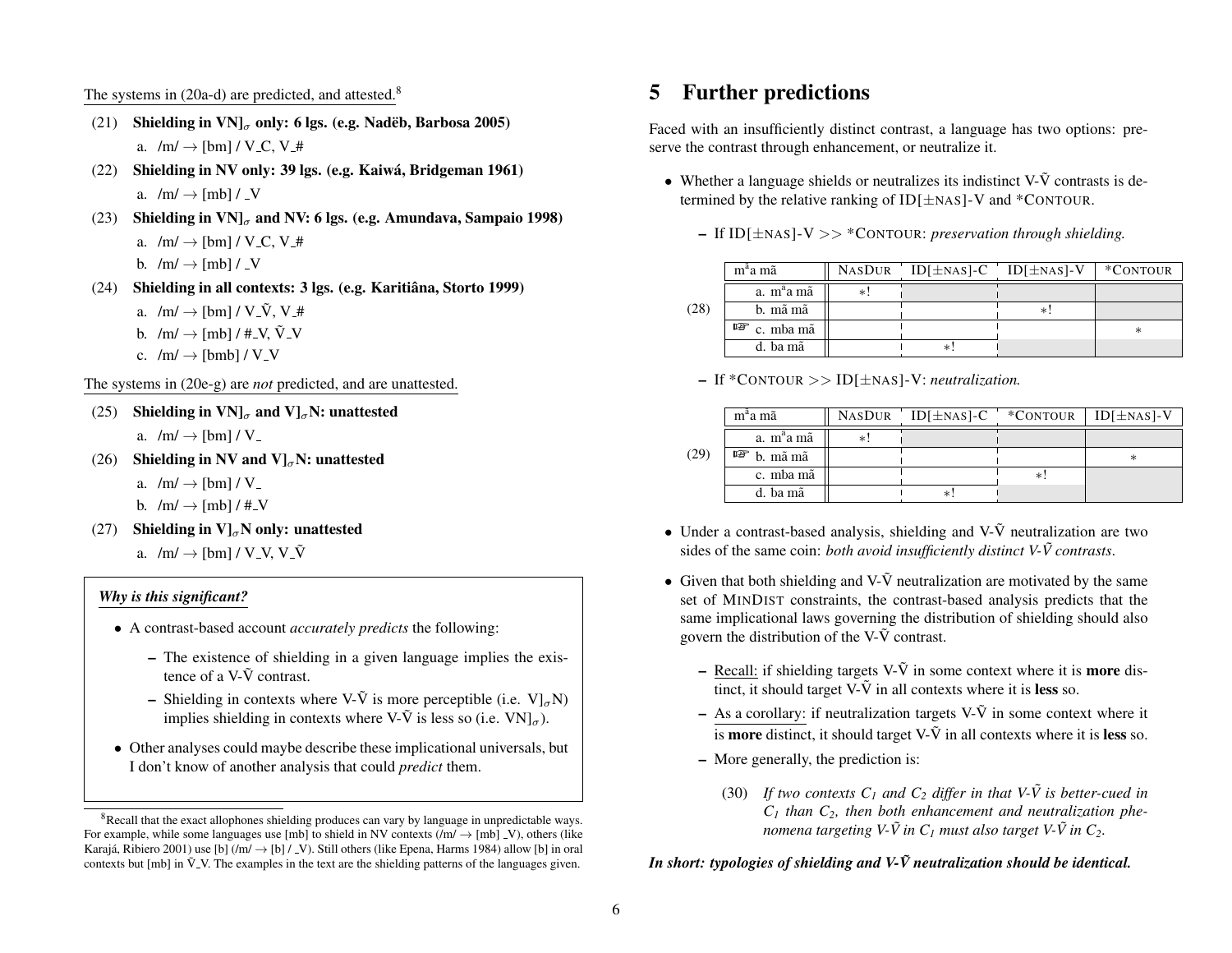The systems in (20a-d) are predicted, and attested.[8]

(21) **Shielding in VN]$_\sigma$ only: 6 lgs. (e.g. Nadëb, Barbosa 2005)**

a. /m/ → [bm] / V_C, V_#

(22) **Shielding in NV only: 39 lgs. (e.g. Kaiwá, Bridgeman 1961)**

a. /m/ → [mb] / _V

(23) **Shielding in VN]$_\sigma$ and NV: 6 lgs. (e.g. Amundava, Sampaio 1998)**

a. /m/ → [bm] / V_C, V_#

b. /m/ → [mb] / _V

(24) **Shielding in all contexts: 3 lgs. (e.g. Karitiâna, Storto 1999)**

a. /m/ → [bm] / V_Ṽ, V_#

b. /m/ → [mb] / #_V, Ṽ_V

c. /m/ → [bmb] / V_V

The systems in (20e-g) are *not* predicted, and are unattested.

(25) **Shielding in VN]$_\sigma$ and V]$_\sigma$N: unattested**

a. /m/ → [bm] / V_

(26) **Shielding in NV and V]$_\sigma$N: unattested**

a. /m/ → [bm] / V_

b. /m/ → [mb] / #_V

(27) **Shielding in V]$_\sigma$N only: unattested**

a. /m/ → [bm] / V_V, V_Ṽ

***Why is this significant?***

- A contrast-based account *accurately predicts* the following:
  - The existence of shielding in a given language implies the existence of a V-Ṽ contrast.
  - Shielding in contexts where V-Ṽ is more perceptible (i.e. V]$_\sigma$N) implies shielding in contexts where V-Ṽ is less so (i.e. VN]$_\sigma$).
- Other analyses could maybe describe these implicational universals, but I don't know of another analysis that could *predict* them.

[8] Recall that the exact allophones shielding produces can vary by language in unpredictable ways. For example, while some languages use [mb] to shield in NV contexts (/m/ → [mb] _V), others (like Karajá, Ribiero 2001) use [b] (/m/ → [b] / _V). Still others (like Epena, Harms 1984) allow [b] in oral contexts but [mb] in Ṽ_V. The examples in the text are the shielding patterns of the languages given.

# 5 Further predictions

Faced with an insufficiently distinct contrast, a language has two options: preserve the contrast through enhancement, or neutralize it.

- Whether a language shields or neutralizes its indistinct V-Ṽ contrasts is determined by the relative ranking of ID[±NAS]-V and *CONTOUR.
  - If ID[±NAS]-V >> *CONTOUR: *preservation through shielding.*

(28)

| mᵃa mã | NASDUR | ID[±NAS]-C | ID[±NAS]-V | *CONTOUR |
|---|---|---|---|---|
| a. mᵃa mã | *! | | | |
| b. mã mã | | | *! | |
| ☞ c. mba mã | | | | * |
| d. ba mã | | *! | | |

  - If *CONTOUR >> ID[±NAS]-V: *neutralization.*

(29)

| mᵃa mã | NASDUR | ID[±NAS]-C | *CONTOUR | ID[±NAS]-V |
|---|---|---|---|---|
| a. mᵃa mã | *! | | | |
| ☞ b. mã mã | | | | * |
| c. mba mã | | | *! | |
| d. ba mã | | *! | | |

- Under a contrast-based analysis, shielding and V-Ṽ neutralization are two sides of the same coin: *both avoid insufficiently distinct V-Ṽ contrasts*.
- Given that both shielding and V-Ṽ neutralization are motivated by the same set of MINDIST constraints, the contrast-based analysis predicts that the same implicational laws governing the distribution of shielding should also govern the distribution of the V-Ṽ contrast.
  - Recall: if shielding targets V-Ṽ in some context where it is **more** distinct, it should target V-Ṽ in all contexts where it is **less** so.
  - As a corollary: if neutralization targets V-Ṽ in some context where it is **more** distinct, it should target V-Ṽ in all contexts where it is **less** so.
  - More generally, the prediction is:

(30) *If two contexts $C_1$ and $C_2$ differ in that V-Ṽ is better-cued in $C_1$ than $C_2$, then both enhancement and neutralization phenomena targeting V-Ṽ in $C_1$ must also target V-Ṽ in $C_2$.*

***In short: typologies of shielding and V-Ṽ neutralization should be identical.***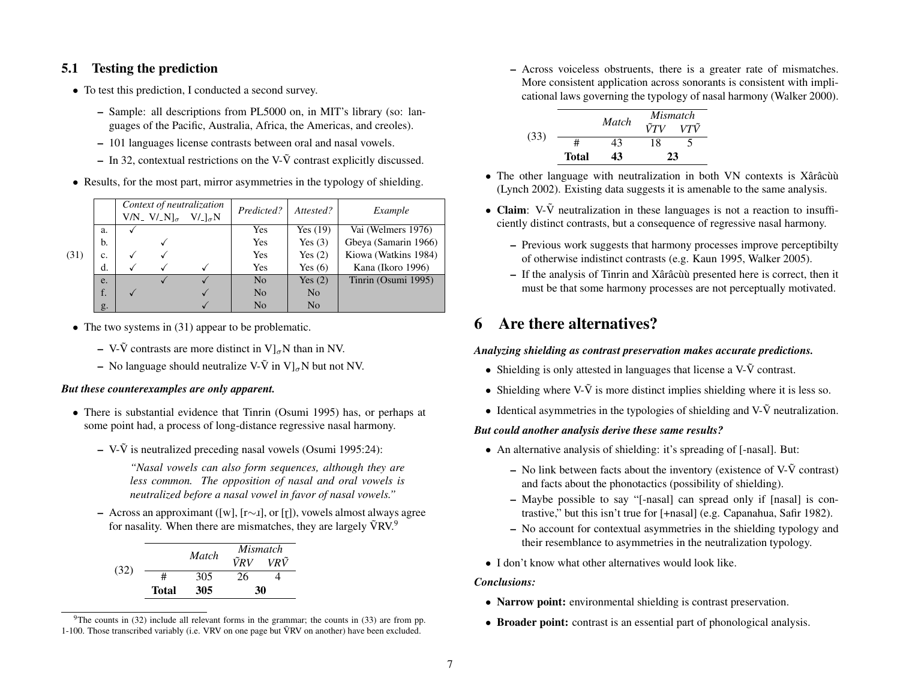## 5.1 Testing the prediction

- To test this prediction, I conducted a second survey.
  - Sample: all descriptions from PL5000 on, in MIT's library (so: languages of the Pacific, Australia, Africa, the Americas, and creoles).
  - 101 languages license contrasts between oral and nasal vowels.
  - In 32, contextual restrictions on the V-Ṽ contrast explicitly discussed.
- Results, for the most part, mirror asymmetries in the typology of shielding.

(31)

| | Context of neutralization | | | Predicted? | Attested? | Example |
|---|---|---|---|---|---|---|
| | V/N_ | V/_N]$_\sigma$ | V/_]$_\sigma$N | | | |
| a. | ✓ | | | Yes | Yes (19) | Vai (Welmers 1976) |
| b. | | ✓ | | Yes | Yes (3) | Gbeya (Samarin 1966) |
| c. | ✓ | ✓ | | Yes | Yes (2) | Kiowa (Watkins 1984) |
| d. | ✓ | ✓ | ✓ | Yes | Yes (6) | Kana (Ikoro 1996) |
| e. | | ✓ | ✓ | No | Yes (2) | Tinrin (Osumi 1995) |
| f. | ✓ | | ✓ | No | No | |
| g. | | | ✓ | No | No | |

- The two systems in (31) appear to be problematic.
  - V-Ṽ contrasts are more distinct in V]$_\sigma$N than in NV.
  - No language should neutralize V-Ṽ in V]$_\sigma$N but not NV.

***But these counterexamples are only apparent.***

- There is substantial evidence that Tinrin (Osumi 1995) has, or perhaps at some point had, a process of long-distance regressive nasal harmony.
  - V-Ṽ is neutralized preceding nasal vowels (Osumi 1995:24):

    *"Nasal vowels can also form sequences, although they are less common. The opposition of nasal and oral vowels is neutralized before a nasal vowel in favor of nasal vowels."*

  - Across an approximant ([w], [r∼ɹ], or [ɽ]), vowels almost always agree for nasality. When there are mismatches, they are largely ṼRV.[9]

(32)

| | Match | Mismatch | |
|---|---|---|---|
| | | ṼRV | VRṼ |
| # | 305 | 26 | 4 |
| **Total** | **305** | **30** | |

[9]The counts in (32) include all relevant forms in the grammar; the counts in (33) are from pp. 1-100. Those transcribed variably (i.e. VRV on one page but ṼRV on another) have been excluded.

  - Across voiceless obstruents, there is a greater rate of mismatches. More consistent application across sonorants is consistent with implicational laws governing the typology of nasal harmony (Walker 2000).

(33)

| | Match | Mismatch | |
|---|---|---|---|
| | | ṼTV | VTṼ |
| # | 43 | 18 | 5 |
| **Total** | **43** | **23** | |

- The other language with neutralization in both VN contexts is Xârâcùù (Lynch 2002). Existing data suggests it is amenable to the same analysis.
- **Claim**: V-Ṽ neutralization in these languages is not a reaction to insufficiently distinct contrasts, but a consequence of regressive nasal harmony.
  - Previous work suggests that harmony processes improve perceptibilty of otherwise indistinct contrasts (e.g. Kaun 1995, Walker 2005).
  - If the analysis of Tinrin and Xârâcùù presented here is correct, then it must be that some harmony processes are not perceptually motivated.

# 6 Are there alternatives?

***Analyzing shielding as contrast preservation makes accurate predictions.***

- Shielding is only attested in languages that license a V-Ṽ contrast.
- Shielding where V-Ṽ is more distinct implies shielding where it is less so.
- Identical asymmetries in the typologies of shielding and V-Ṽ neutralization.

***But could another analysis derive these same results?***

- An alternative analysis of shielding: it's spreading of [-nasal]. But:
  - No link between facts about the inventory (existence of V-Ṽ contrast) and facts about the phonotactics (possibility of shielding).
  - Maybe possible to say "[-nasal] can spread only if [nasal] is contrastive," but this isn't true for [+nasal] (e.g. Capanahua, Safir 1982).
  - No account for contextual asymmetries in the shielding typology and their resemblance to asymmetries in the neutralization typology.
- I don't know what other alternatives would look like.

***Conclusions:***

- **Narrow point:** environmental shielding is contrast preservation.
- **Broader point:** contrast is an essential part of phonological analysis.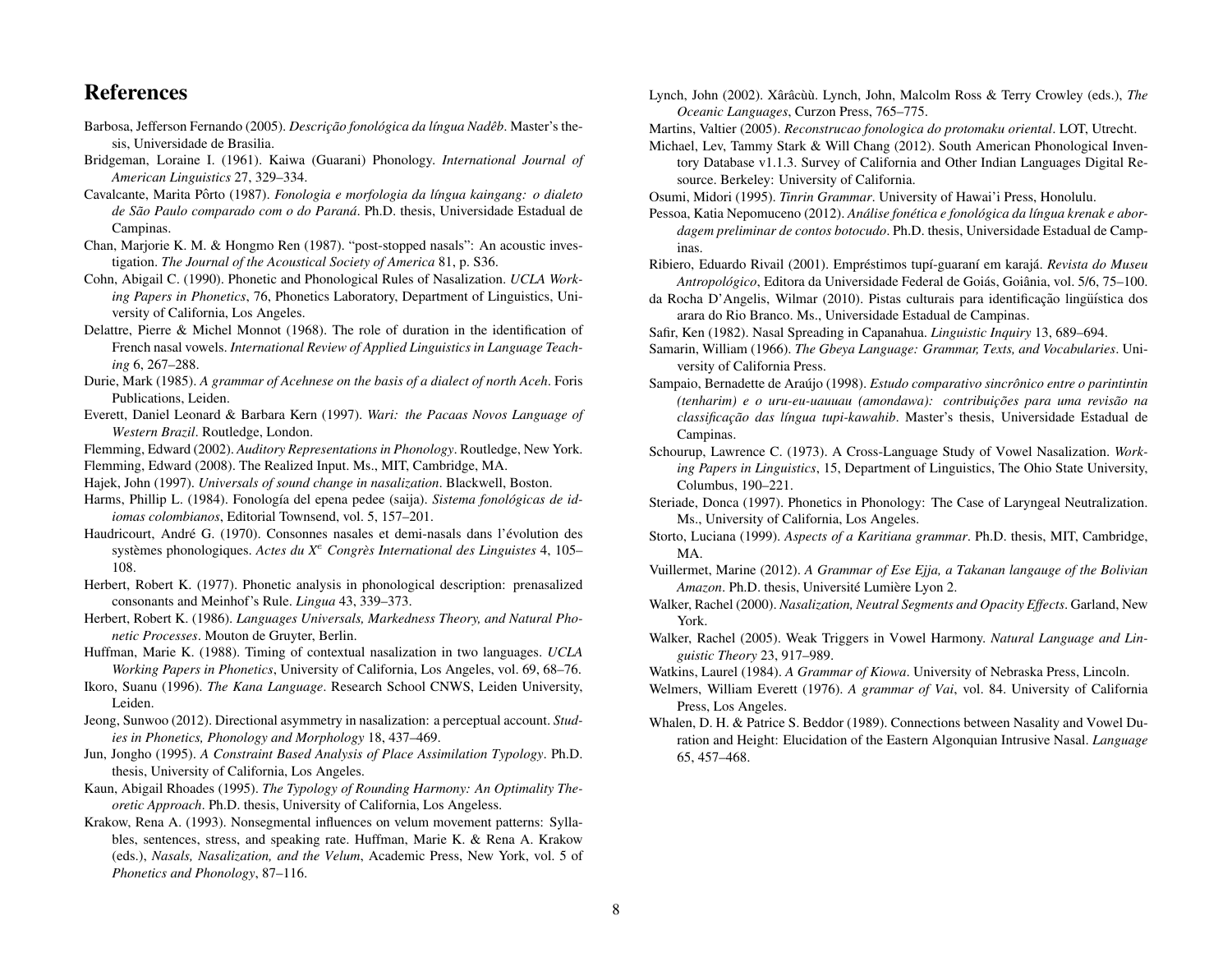## References

Barbosa, Jefferson Fernando (2005). *Descrição fonológica da língua Nadêb*. Master's thesis, Universidade de Brasilia.

Bridgeman, Loraine I. (1961). Kaiwa (Guarani) Phonology. *International Journal of American Linguistics* 27, 329–334.

Cavalcante, Marita Pôrto (1987). *Fonologia e morfologia da língua kaingang: o dialeto de São Paulo comparado com o do Paraná*. Ph.D. thesis, Universidade Estadual de Campinas.

Chan, Marjorie K. M. & Hongmo Ren (1987). "post-stopped nasals": An acoustic investigation. *The Journal of the Acoustical Society of America* 81, p. S36.

Cohn, Abigail C. (1990). Phonetic and Phonological Rules of Nasalization. *UCLA Working Papers in Phonetics*, 76, Phonetics Laboratory, Department of Linguistics, University of California, Los Angeles.

Delattre, Pierre & Michel Monnot (1968). The role of duration in the identification of French nasal vowels. *International Review of Applied Linguistics in Language Teaching* 6, 267–288.

Durie, Mark (1985). *A grammar of Acehnese on the basis of a dialect of north Aceh*. Foris Publications, Leiden.

Everett, Daniel Leonard & Barbara Kern (1997). *Wari: the Pacaas Novos Language of Western Brazil*. Routledge, London.

Flemming, Edward (2002). *Auditory Representations in Phonology*. Routledge, New York.

Flemming, Edward (2008). The Realized Input. Ms., MIT, Cambridge, MA.

Hajek, John (1997). *Universals of sound change in nasalization*. Blackwell, Boston.

Harms, Phillip L. (1984). Fonología del epena pedee (saija). *Sistema fonológicas de idiomas colombianos*, Editorial Townsend, vol. 5, 157–201.

Haudricourt, André G. (1970). Consonnes nasales et demi-nasals dans l'évolution des systèmes phonologiques. *Actes du X[e] Congrès International des Linguistes* 4, 105–108.

Herbert, Robert K. (1977). Phonetic analysis in phonological description: prenasalized consonants and Meinhof's Rule. *Lingua* 43, 339–373.

Herbert, Robert K. (1986). *Languages Universals, Markedness Theory, and Natural Phonetic Processes*. Mouton de Gruyter, Berlin.

Huffman, Marie K. (1988). Timing of contextual nasalization in two languages. *UCLA Working Papers in Phonetics*, University of California, Los Angeles, vol. 69, 68–76.

Ikoro, Suanu (1996). *The Kana Language*. Research School CNWS, Leiden University, Leiden.

Jeong, Sunwoo (2012). Directional asymmetry in nasalization: a perceptual account. *Studies in Phonetics, Phonology and Morphology* 18, 437–469.

Jun, Jongho (1995). *A Constraint Based Analysis of Place Assimilation Typology*. Ph.D. thesis, University of California, Los Angeles.

Kaun, Abigail Rhoades (1995). *The Typology of Rounding Harmony: An Optimality Theoretic Approach*. Ph.D. thesis, University of California, Los Angeless.

Krakow, Rena A. (1993). Nonsegmental influences on velum movement patterns: Syllables, sentences, stress, and speaking rate. Huffman, Marie K. & Rena A. Krakow (eds.), *Nasals, Nasalization, and the Velum*, Academic Press, New York, vol. 5 of *Phonetics and Phonology*, 87–116.

Lynch, John (2002). Xârâcùù. Lynch, John, Malcolm Ross & Terry Crowley (eds.), *The Oceanic Languages*, Curzon Press, 765–775.

Martins, Valtier (2005). *Reconstrucao fonologica do protomaku oriental*. LOT, Utrecht.

Michael, Lev, Tammy Stark & Will Chang (2012). South American Phonological Inventory Database v1.1.3. Survey of California and Other Indian Languages Digital Resource. Berkeley: University of California.

Osumi, Midori (1995). *Tinrin Grammar*. University of Hawai'i Press, Honolulu.

Pessoa, Katia Nepomuceno (2012). *Análise fonética e fonológica da língua krenak e abordagem preliminar de contos botocudo*. Ph.D. thesis, Universidade Estadual de Campinas.

Ribiero, Eduardo Rivail (2001). Empréstimos tupí-guaraní em karajá. *Revista do Museu Antropológico*, Editora da Universidade Federal de Goiás, Goiânia, vol. 5/6, 75–100.

da Rocha D'Angelis, Wilmar (2010). Pistas culturais para identificação lingüística dos arara do Rio Branco. Ms., Universidade Estadual de Campinas.

Safir, Ken (1982). Nasal Spreading in Capanahua. *Linguistic Inquiry* 13, 689–694.

Samarin, William (1966). *The Gbeya Language: Grammar, Texts, and Vocabularies*. University of California Press.

Sampaio, Bernadette de Araújo (1998). *Estudo comparativo sincrônico entre o parintintin (tenharim) e o uru-eu-uauuau (amondawa): contribuições para uma revisão na classificação das língua tupi-kawahib*. Master's thesis, Universidade Estadual de Campinas.

Schourup, Lawrence C. (1973). A Cross-Language Study of Vowel Nasalization. *Working Papers in Linguistics*, 15, Department of Linguistics, The Ohio State University, Columbus, 190–221.

Steriade, Donca (1997). Phonetics in Phonology: The Case of Laryngeal Neutralization. Ms., University of California, Los Angeles.

Storto, Luciana (1999). *Aspects of a Karitiana grammar*. Ph.D. thesis, MIT, Cambridge, MA.

Vuillermet, Marine (2012). *A Grammar of Ese Ejja, a Takanan langauge of the Bolivian Amazon*. Ph.D. thesis, Université Lumière Lyon 2.

Walker, Rachel (2000). *Nasalization, Neutral Segments and Opacity Effects*. Garland, New York.

Walker, Rachel (2005). Weak Triggers in Vowel Harmony. *Natural Language and Linguistic Theory* 23, 917–989.

Watkins, Laurel (1984). *A Grammar of Kiowa*. University of Nebraska Press, Lincoln.

Welmers, William Everett (1976). *A grammar of Vai*, vol. 84. University of California Press, Los Angeles.

Whalen, D. H. & Patrice S. Beddor (1989). Connections between Nasality and Vowel Duration and Height: Elucidation of the Eastern Algonquian Intrusive Nasal. *Language* 65, 457–468.